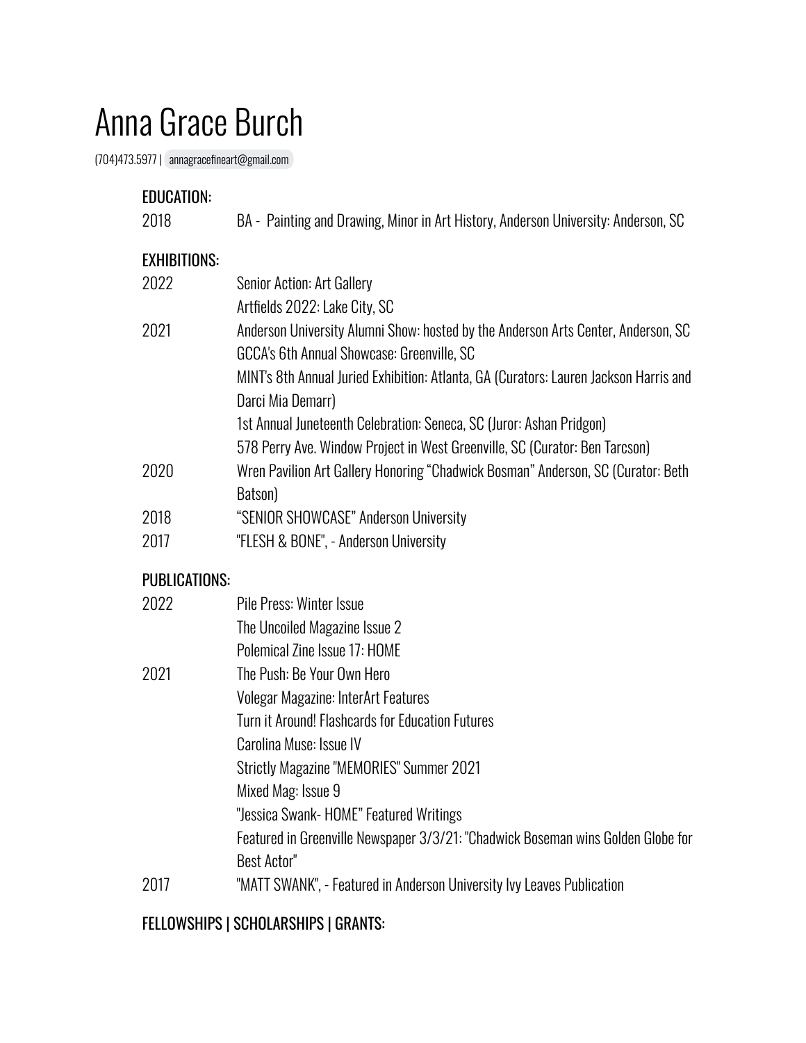# Anna Grace Burch

(704)473.5977 | annagracefineart@gmail.com

## EDUCATION:

| | |
|---|---|
| 2018 | BA - Painting and Drawing, Minor in Art History, Anderson University: Anderson, SC |

## EXHIBITIONS:

| | |
|---|---|
| 2022 | Senior Action: Art Gallery |
| | Artfields 2022: Lake City, SC |
| 2021 | Anderson University Alumni Show: hosted by the Anderson Arts Center, Anderson, SC |
| | GCCA's 6th Annual Showcase: Greenville, SC |
| | MINT's 8th Annual Juried Exhibition: Atlanta, GA (Curators: Lauren Jackson Harris and Darci Mia Demarr) |
| | 1st Annual Juneteenth Celebration: Seneca, SC (Juror: Ashan Pridgon) |
| | 578 Perry Ave. Window Project in West Greenville, SC (Curator: Ben Tarcson) |
| 2020 | Wren Pavilion Art Gallery Honoring "Chadwick Bosman" Anderson, SC (Curator: Beth Batson) |
| 2018 | "SENIOR SHOWCASE" Anderson University |
| 2017 | "FLESH & BONE", - Anderson University |

## PUBLICATIONS:

| | |
|---|---|
| 2022 | Pile Press: Winter Issue |
| | The Uncoiled Magazine Issue 2 |
| | Polemical Zine Issue 17: HOME |
| 2021 | The Push: Be Your Own Hero |
| | Volegar Magazine: InterArt Features |
| | Turn it Around! Flashcards for Education Futures |
| | Carolina Muse: Issue IV |
| | Strictly Magazine "MEMORIES" Summer 2021 |
| | Mixed Mag: Issue 9 |
| | "Jessica Swank- HOME" Featured Writings |
| | Featured in Greenville Newspaper 3/3/21: "Chadwick Boseman wins Golden Globe for Best Actor" |
| 2017 | "MATT SWANK", - Featured in Anderson University Ivy Leaves Publication |

## FELLOWSHIPS | SCHOLARSHIPS | GRANTS: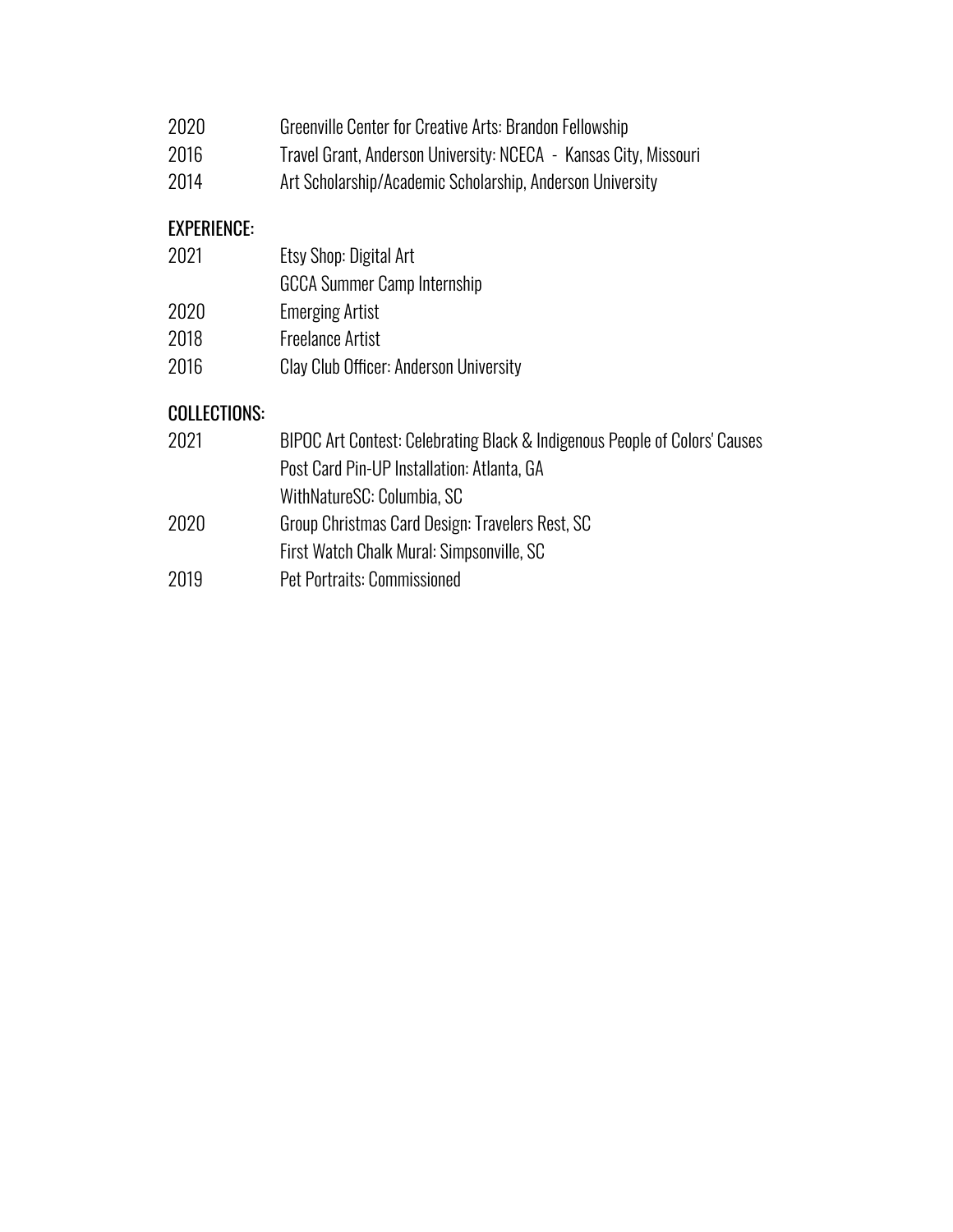| | |
|---|---|
| 2020 | Greenville Center for Creative Arts: Brandon Fellowship |
| 2016 | Travel Grant, Anderson University: NCECA - Kansas City, Missouri |
| 2014 | Art Scholarship/Academic Scholarship, Anderson University |

## EXPERIENCE:

| | |
|---|---|
| 2021 | Etsy Shop: Digital Art |
| | GCCA Summer Camp Internship |
| 2020 | Emerging Artist |
| 2018 | Freelance Artist |
| 2016 | Clay Club Officer: Anderson University |

## COLLECTIONS:

| | |
|---|---|
| 2021 | BIPOC Art Contest: Celebrating Black & Indigenous People of Colors' Causes |
| | Post Card Pin-UP Installation: Atlanta, GA |
| | WithNatureSC: Columbia, SC |
| 2020 | Group Christmas Card Design: Travelers Rest, SC |
| | First Watch Chalk Mural: Simpsonville, SC |
| 2019 | Pet Portraits: Commissioned |